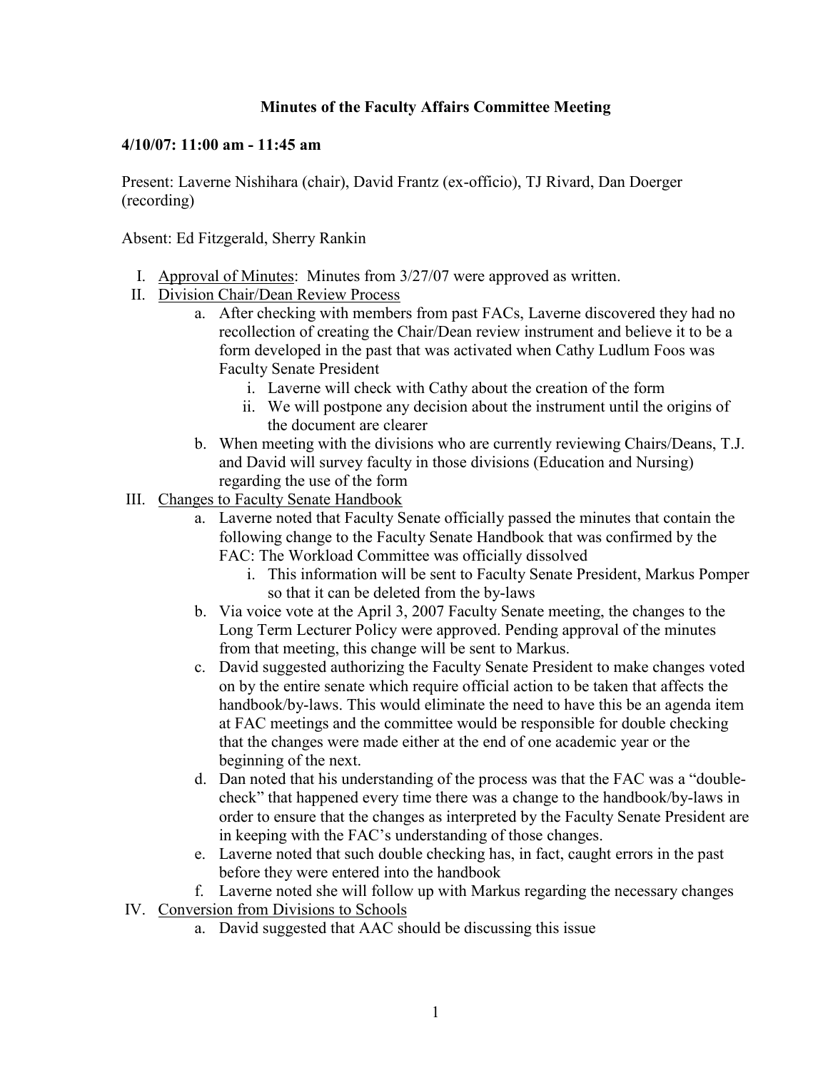# Minutes of the Faculty Affairs Committee Meeting

**4/10/07: 11:00 am - 11:45 am**

Present: Laverne Nishihara (chair), David Frantz (ex-officio), TJ Rivard, Dan Doerger (recording)

Absent: Ed Fitzgerald, Sherry Rankin

I. Approval of Minutes: Minutes from 3/27/07 were approved as written.

II. Division Chair/Dean Review Process
   a. After checking with members from past FACs, Laverne discovered they had no recollection of creating the Chair/Dean review instrument and believe it to be a form developed in the past that was activated when Cathy Ludlum Foos was Faculty Senate President
      i. Laverne will check with Cathy about the creation of the form
      ii. We will postpone any decision about the instrument until the origins of the document are clearer
   b. When meeting with the divisions who are currently reviewing Chairs/Deans, T.J. and David will survey faculty in those divisions (Education and Nursing) regarding the use of the form

III. Changes to Faculty Senate Handbook
   a. Laverne noted that Faculty Senate officially passed the minutes that contain the following change to the Faculty Senate Handbook that was confirmed by the FAC: The Workload Committee was officially dissolved
      i. This information will be sent to Faculty Senate President, Markus Pomper so that it can be deleted from the by-laws
   b. Via voice vote at the April 3, 2007 Faculty Senate meeting, the changes to the Long Term Lecturer Policy were approved. Pending approval of the minutes from that meeting, this change will be sent to Markus.
   c. David suggested authorizing the Faculty Senate President to make changes voted on by the entire senate which require official action to be taken that affects the handbook/by-laws. This would eliminate the need to have this be an agenda item at FAC meetings and the committee would be responsible for double checking that the changes were made either at the end of one academic year or the beginning of the next.
   d. Dan noted that his understanding of the process was that the FAC was a "double-check" that happened every time there was a change to the handbook/by-laws in order to ensure that the changes as interpreted by the Faculty Senate President are in keeping with the FAC's understanding of those changes.
   e. Laverne noted that such double checking has, in fact, caught errors in the past before they were entered into the handbook
   f. Laverne noted she will follow up with Markus regarding the necessary changes

IV. Conversion from Divisions to Schools
   a. David suggested that AAC should be discussing this issue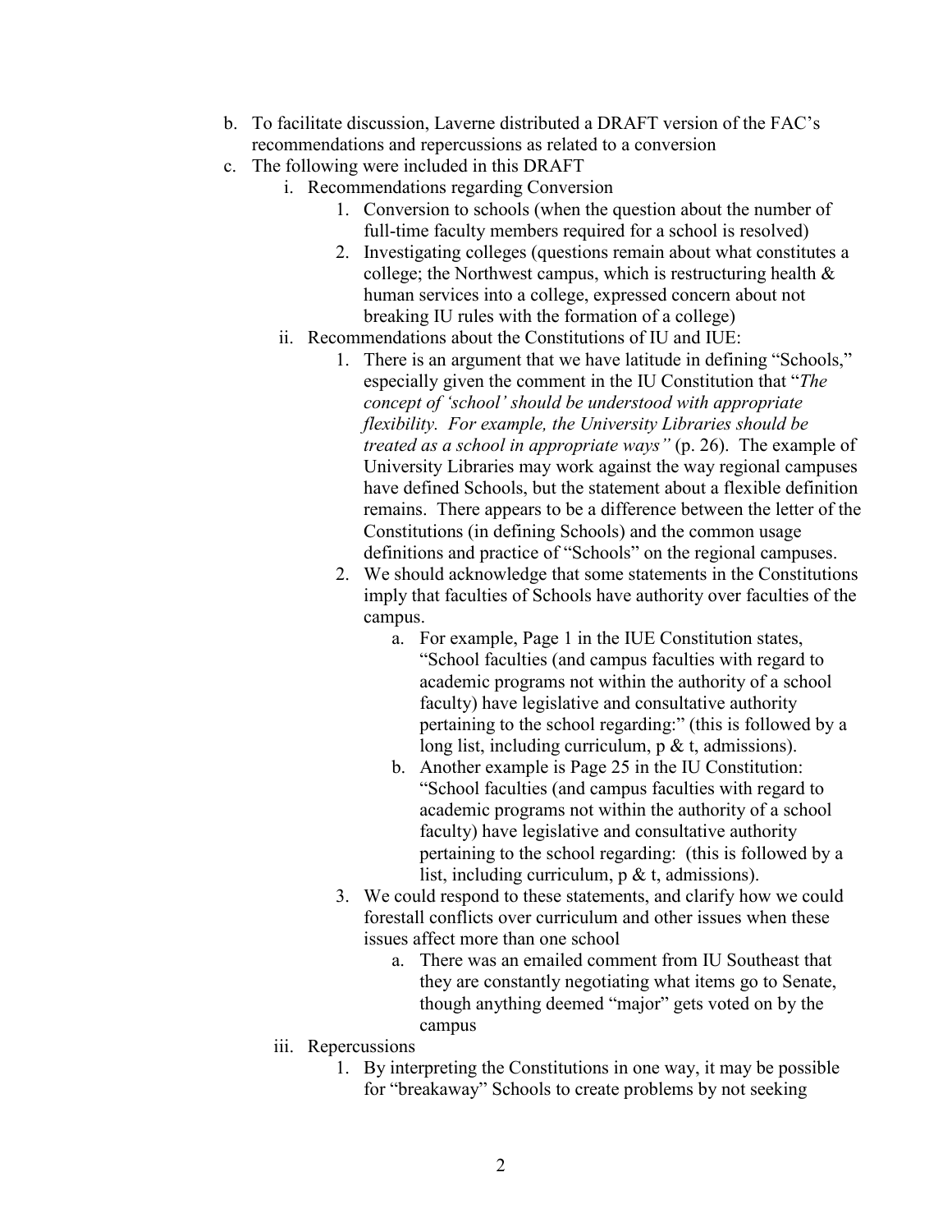b. To facilitate discussion, Laverne distributed a DRAFT version of the FAC's recommendations and repercussions as related to a conversion
c. The following were included in this DRAFT
    i. Recommendations regarding Conversion
        1. Conversion to schools (when the question about the number of full-time faculty members required for a school is resolved)
        2. Investigating colleges (questions remain about what constitutes a college; the Northwest campus, which is restructuring health & human services into a college, expressed concern about not breaking IU rules with the formation of a college)
    ii. Recommendations about the Constitutions of IU and IUE:
        1. There is an argument that we have latitude in defining "Schools," especially given the comment in the IU Constitution that "*The concept of 'school' should be understood with appropriate flexibility. For example, the University Libraries should be treated as a school in appropriate ways"* (p. 26). The example of University Libraries may work against the way regional campuses have defined Schools, but the statement about a flexible definition remains. There appears to be a difference between the letter of the Constitutions (in defining Schools) and the common usage definitions and practice of "Schools" on the regional campuses.
        2. We should acknowledge that some statements in the Constitutions imply that faculties of Schools have authority over faculties of the campus.
            a. For example, Page 1 in the IUE Constitution states, "School faculties (and campus faculties with regard to academic programs not within the authority of a school faculty) have legislative and consultative authority pertaining to the school regarding:" (this is followed by a long list, including curriculum, p & t, admissions).
            b. Another example is Page 25 in the IU Constitution: "School faculties (and campus faculties with regard to academic programs not within the authority of a school faculty) have legislative and consultative authority pertaining to the school regarding: (this is followed by a list, including curriculum, p & t, admissions).
        3. We could respond to these statements, and clarify how we could forestall conflicts over curriculum and other issues when these issues affect more than one school
            a. There was an emailed comment from IU Southeast that they are constantly negotiating what items go to Senate, though anything deemed "major" gets voted on by the campus
    iii. Repercussions
        1. By interpreting the Constitutions in one way, it may be possible for "breakaway" Schools to create problems by not seeking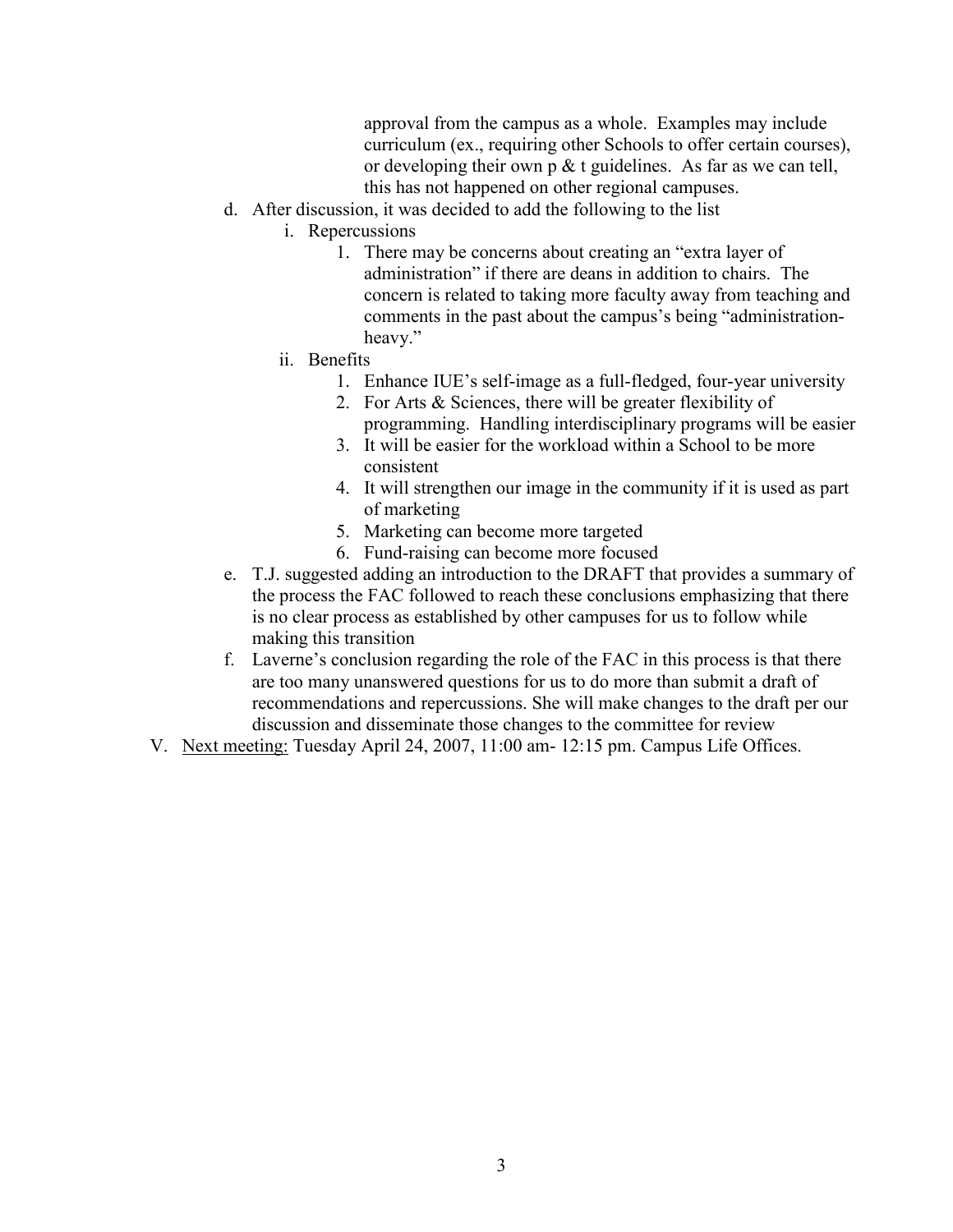approval from the campus as a whole. Examples may include curriculum (ex., requiring other Schools to offer certain courses), or developing their own p & t guidelines. As far as we can tell, this has not happened on other regional campuses.

   d. After discussion, it was decided to add the following to the list
      i. Repercussions
         1. There may be concerns about creating an "extra layer of administration" if there are deans in addition to chairs. The concern is related to taking more faculty away from teaching and comments in the past about the campus's being "administration-heavy."
      ii. Benefits
         1. Enhance IUE's self-image as a full-fledged, four-year university
         2. For Arts & Sciences, there will be greater flexibility of programming. Handling interdisciplinary programs will be easier
         3. It will be easier for the workload within a School to be more consistent
         4. It will strengthen our image in the community if it is used as part of marketing
         5. Marketing can become more targeted
         6. Fund-raising can become more focused
   e. T.J. suggested adding an introduction to the DRAFT that provides a summary of the process the FAC followed to reach these conclusions emphasizing that there is no clear process as established by other campuses for us to follow while making this transition
   f. Laverne's conclusion regarding the role of the FAC in this process is that there are too many unanswered questions for us to do more than submit a draft of recommendations and repercussions. She will make changes to the draft per our discussion and disseminate those changes to the committee for review

V. Next meeting: Tuesday April 24, 2007, 11:00 am- 12:15 pm. Campus Life Offices.